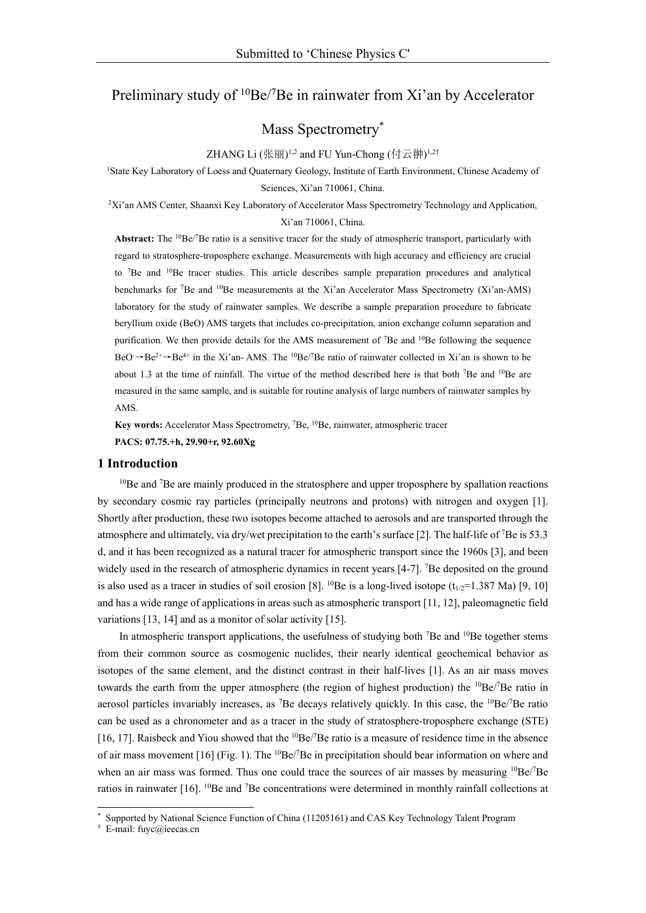# Preliminary study of $^{10}Be/^{7}Be$ in rainwater from Xi'an by Accelerator Mass Spectrometry*

ZHANG Li (张丽)[1,2] and FU Yun-Chong (付云翀)[1,2†]

[1]State Key Laboratory of Loess and Quaternary Geology, Institute of Earth Environment, Chinese Academy of Sciences, Xi'an 710061, China.

[2]Xi'an AMS Center, Shaanxi Key Laboratory of Accelerator Mass Spectrometry Technology and Application, Xi'an 710061, China.

**Abstract:** The $^{10}Be/^{7}Be$ ratio is a sensitive tracer for the study of atmospheric transport, particularly with regard to stratosphere-troposphere exchange. Measurements with high accuracy and efficiency are crucial to $^{7}Be$ and $^{10}Be$ tracer studies. This article describes sample preparation procedures and analytical benchmarks for $^{7}Be$ and $^{10}Be$ measurements at the Xi'an Accelerator Mass Spectrometry (Xi'an-AMS) laboratory for the study of rainwater samples. We describe a sample preparation procedure to fabricate beryllium oxide (BeO) AMS targets that includes co-precipitation, anion exchange column separation and purification. We then provide details for the AMS measurement of $^{7}Be$ and $^{10}Be$ following the sequence $BeO^{-}\rightarrow Be^{2+}\rightarrow Be^{4+}$ in the Xi'an- AMS. The $^{10}Be/^{7}Be$ ratio of rainwater collected in Xi'an is shown to be about 1.3 at the time of rainfall. The virtue of the method described here is that both $^{7}Be$ and $^{10}Be$ are measured in the same sample, and is suitable for routine analysis of large numbers of rainwater samples by AMS.

**Key words:** Accelerator Mass Spectrometry, $^{7}Be$, $^{10}Be$, rainwater, atmospheric tracer

**PACS: 07.75.+h, 29.90+r, 92.60Xg**

## 1 Introduction

$^{10}Be$ and $^{7}Be$ are mainly produced in the stratosphere and upper troposphere by spallation reactions by secondary cosmic ray particles (principally neutrons and protons) with nitrogen and oxygen [1]. Shortly after production, these two isotopes become attached to aerosols and are transported through the atmosphere and ultimately, via dry/wet precipitation to the earth's surface [2]. The half-life of $^{7}Be$ is 53.3 d, and it has been recognized as a natural tracer for atmospheric transport since the 1960s [3], and been widely used in the research of atmospheric dynamics in recent years [4-7]. $^{7}Be$ deposited on the ground is also used as a tracer in studies of soil erosion [8]. $^{10}Be$ is a long-lived isotope ($t_{1/2}$=1.387 Ma) [9, 10] and has a wide range of applications in areas such as atmospheric transport [11, 12], paleomagnetic field variations [13, 14] and as a monitor of solar activity [15].

In atmospheric transport applications, the usefulness of studying both $^{7}Be$ and $^{10}Be$ together stems from their common source as cosmogenic nuclides, their nearly identical geochemical behavior as isotopes of the same element, and the distinct contrast in their half-lives [1]. As an air mass moves towards the earth from the upper atmosphere (the region of highest production) the $^{10}Be/^{7}Be$ ratio in aerosol particles invariably increases, as $^{7}Be$ decays relatively quickly. In this case, the $^{10}Be/^{7}Be$ ratio can be used as a chronometer and as a tracer in the study of stratosphere-troposphere exchange (STE) [16, 17]. Raisbeck and Yiou showed that the $^{10}Be/^{7}Be$ ratio is a measure of residence time in the absence of air mass movement [16] (Fig. 1). The $^{10}Be/^{7}Be$ in precipitation should bear information on where and when an air mass was formed. Thus one could trace the sources of air masses by measuring $^{10}Be/^{7}Be$ ratios in rainwater [16]. $^{10}Be$ and $^{7}Be$ concentrations were determined in monthly rainfall collections at

---

* Supported by National Science Function of China (11205161) and CAS Key Technology Talent Program

† E-mail: fuyc@ieecas.cn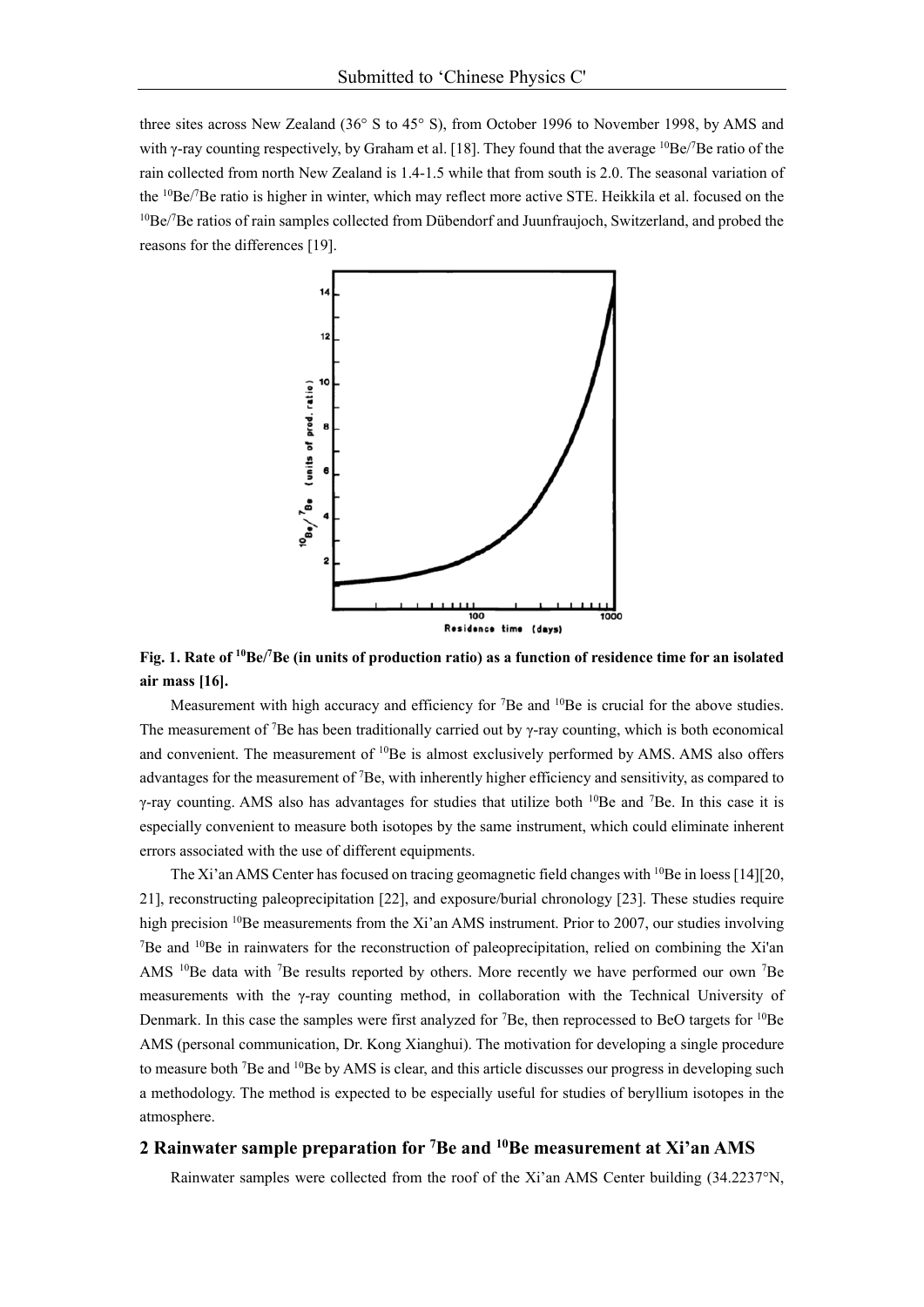three sites across New Zealand (36° S to 45° S), from October 1996 to November 1998, by AMS and with γ-ray counting respectively, by Graham et al. [18]. They found that the average $^{10}Be/^{7}Be$ ratio of the rain collected from north New Zealand is 1.4-1.5 while that from south is 2.0. The seasonal variation of the $^{10}Be/^{7}Be$ ratio is higher in winter, which may reflect more active STE. Heikkila et al. focused on the $^{10}Be/^{7}Be$ ratios of rain samples collected from Dübendorf and Juunfraujoch, Switzerland, and probed the reasons for the differences [19].

**Fig. 1. Rate of $^{10}Be/^{7}Be$ (in units of production ratio) as a function of residence time for an isolated air mass [16].**

Measurement with high accuracy and efficiency for $^{7}Be$ and $^{10}Be$ is crucial for the above studies. The measurement of $^{7}Be$ has been traditionally carried out by γ-ray counting, which is both economical and convenient. The measurement of $^{10}Be$ is almost exclusively performed by AMS. AMS also offers advantages for the measurement of $^{7}Be$, with inherently higher efficiency and sensitivity, as compared to γ-ray counting. AMS also has advantages for studies that utilize both $^{10}Be$ and $^{7}Be$. In this case it is especially convenient to measure both isotopes by the same instrument, which could eliminate inherent errors associated with the use of different equipments.

The Xi'an AMS Center has focused on tracing geomagnetic field changes with $^{10}Be$ in loess [14][20, 21], reconstructing paleoprecipitation [22], and exposure/burial chronology [23]. These studies require high precision $^{10}Be$ measurements from the Xi'an AMS instrument. Prior to 2007, our studies involving $^{7}Be$ and $^{10}Be$ in rainwaters for the reconstruction of paleoprecipitation, relied on combining the Xi'an AMS $^{10}Be$ data with $^{7}Be$ results reported by others. More recently we have performed our own $^{7}Be$ measurements with the γ-ray counting method, in collaboration with the Technical University of Denmark. In this case the samples were first analyzed for $^{7}Be$, then reprocessed to BeO targets for $^{10}Be$ AMS (personal communication, Dr. Kong Xianghui). The motivation for developing a single procedure to measure both $^{7}Be$ and $^{10}Be$ by AMS is clear, and this article discusses our progress in developing such a methodology. The method is expected to be especially useful for studies of beryllium isotopes in the atmosphere.

## 2 Rainwater sample preparation for $^{7}Be$ and $^{10}Be$ measurement at Xi'an AMS

Rainwater samples were collected from the roof of the Xi'an AMS Center building (34.2237°N,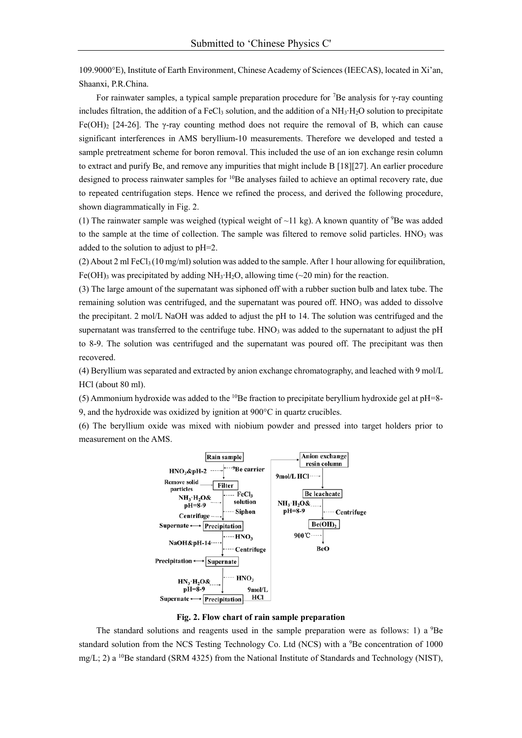109.9000°E), Institute of Earth Environment, Chinese Academy of Sciences (IEECAS), located in Xi'an, Shaanxi, P.R.China.

For rainwater samples, a typical sample preparation procedure for $^7Be$ analysis for γ-ray counting includes filtration, the addition of a $FeCl_3$ solution, and the addition of a $NH_3 \cdot H_2O$ solution to precipitate $Fe(OH)_2$ [24-26]. The γ-ray counting method does not require the removal of B, which can cause significant interferences in AMS beryllium-10 measurements. Therefore we developed and tested a sample pretreatment scheme for boron removal. This included the use of an ion exchange resin column to extract and purify Be, and remove any impurities that might include B [18][27]. An earlier procedure designed to process rainwater samples for $^{10}Be$ analyses failed to achieve an optimal recovery rate, due to repeated centrifugation steps. Hence we refined the process, and derived the following procedure, shown diagrammatically in Fig. 2.

(1) The rainwater sample was weighed (typical weight of ~11 kg). A known quantity of $^9Be$ was added to the sample at the time of collection. The sample was filtered to remove solid particles. $HNO_3$ was added to the solution to adjust to pH=2.

(2) About 2 ml $FeCl_3$ (10 mg/ml) solution was added to the sample. After 1 hour allowing for equilibration, $Fe(OH)_3$ was precipitated by adding $NH_3 \cdot H_2O$, allowing time (~20 min) for the reaction.

(3) The large amount of the supernatant was siphoned off with a rubber suction bulb and latex tube. The remaining solution was centrifuged, and the supernatant was poured off. $HNO_3$ was added to dissolve the precipitant. 2 mol/L NaOH was added to adjust the pH to 14. The solution was centrifuged and the supernatant was transferred to the centrifuge tube. $HNO_3$ was added to the supernatant to adjust the pH to 8-9. The solution was centrifuged and the supernatant was poured off. The precipitant was then recovered.

(4) Beryllium was separated and extracted by anion exchange chromatography, and leached with 9 mol/L HCl (about 80 ml).

(5) Ammonium hydroxide was added to the $^{10}Be$ fraction to precipitate beryllium hydroxide gel at pH=8-9, and the hydroxide was oxidized by ignition at 900°C in quartz crucibles.

(6) The beryllium oxide was mixed with niobium powder and pressed into target holders prior to measurement on the AMS.

**Fig. 2. Flow chart of rain sample preparation**

The standard solutions and reagents used in the sample preparation were as follows: 1) a $^9Be$ standard solution from the NCS Testing Technology Co. Ltd (NCS) with a $^9Be$ concentration of 1000 mg/L; 2) a $^{10}Be$ standard (SRM 4325) from the National Institute of Standards and Technology (NIST),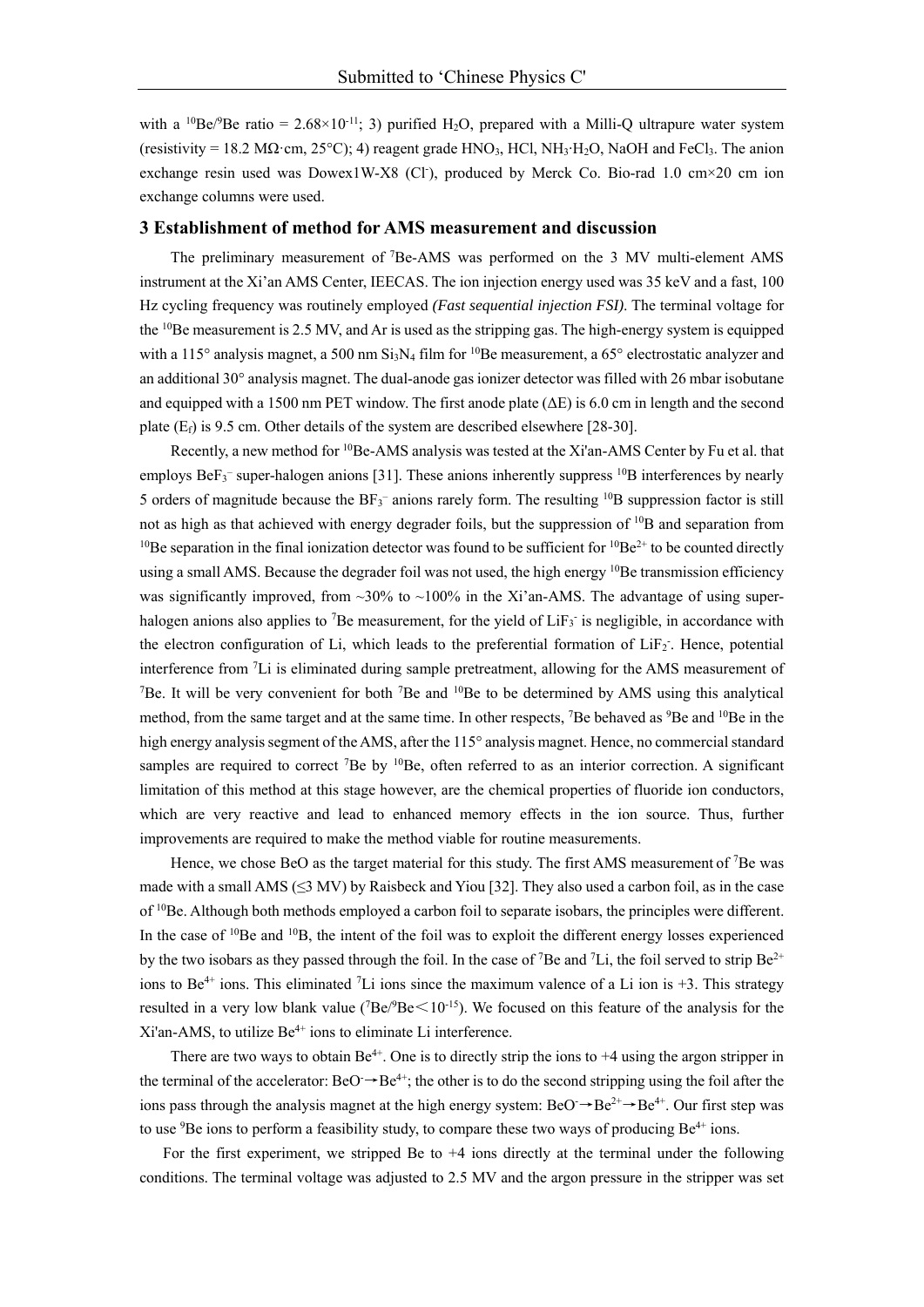with a $^{10}Be/^{9}Be$ ratio = $2.68\times10^{-11}$; 3) purified $H_2O$, prepared with a Milli-Q ultrapure water system (resistivity = 18.2 MΩ·cm, 25°C); 4) reagent grade $HNO_3$, HCl, $NH_3\cdot H_2O$, NaOH and $FeCl_3$. The anion exchange resin used was Dowex1W-X8 ($Cl^-$), produced by Merck Co. Bio-rad 1.0 cm×20 cm ion exchange columns were used.

## 3 Establishment of method for AMS measurement and discussion

The preliminary measurement of $^{7}Be$-AMS was performed on the 3 MV multi-element AMS instrument at the Xi'an AMS Center, IEECAS. The ion injection energy used was 35 keV and a fast, 100 Hz cycling frequency was routinely employed *(Fast sequential injection FSI)*. The terminal voltage for the $^{10}Be$ measurement is 2.5 MV, and Ar is used as the stripping gas. The high-energy system is equipped with a 115° analysis magnet, a 500 nm $Si_3N_4$ film for $^{10}Be$ measurement, a 65° electrostatic analyzer and an additional 30° analysis magnet. The dual-anode gas ionizer detector was filled with 26 mbar isobutane and equipped with a 1500 nm PET window. The first anode plate ($\Delta E$) is 6.0 cm in length and the second plate ($E_f$) is 9.5 cm. Other details of the system are described elsewhere [28-30].

Recently, a new method for $^{10}Be$-AMS analysis was tested at the Xi'an-AMS Center by Fu et al. that employs $BeF_3^-$ super-halogen anions [31]. These anions inherently suppress $^{10}B$ interferences by nearly 5 orders of magnitude because the $BF_3^-$ anions rarely form. The resulting $^{10}B$ suppression factor is still not as high as that achieved with energy degrader foils, but the suppression of $^{10}B$ and separation from $^{10}Be$ separation in the final ionization detector was found to be sufficient for $^{10}Be^{2+}$ to be counted directly using a small AMS. Because the degrader foil was not used, the high energy $^{10}Be$ transmission efficiency was significantly improved, from ~30% to ~100% in the Xi'an-AMS. The advantage of using super-halogen anions also applies to $^{7}Be$ measurement, for the yield of $LiF_3^-$ is negligible, in accordance with the electron configuration of Li, which leads to the preferential formation of $LiF_2^-$. Hence, potential interference from $^{7}Li$ is eliminated during sample pretreatment, allowing for the AMS measurement of $^{7}Be$. It will be very convenient for both $^{7}Be$ and $^{10}Be$ to be determined by AMS using this analytical method, from the same target and at the same time. In other respects, $^{7}Be$ behaved as $^{9}Be$ and $^{10}Be$ in the high energy analysis segment of the AMS, after the 115° analysis magnet. Hence, no commercial standard samples are required to correct $^{7}Be$ by $^{10}Be$, often referred to as an interior correction. A significant limitation of this method at this stage however, are the chemical properties of fluoride ion conductors, which are very reactive and lead to enhanced memory effects in the ion source. Thus, further improvements are required to make the method viable for routine measurements.

Hence, we chose BeO as the target material for this study. The first AMS measurement of $^{7}Be$ was made with a small AMS (≤3 MV) by Raisbeck and Yiou [32]. They also used a carbon foil, as in the case of $^{10}Be$. Although both methods employed a carbon foil to separate isobars, the principles were different. In the case of $^{10}Be$ and $^{10}B$, the intent of the foil was to exploit the different energy losses experienced by the two isobars as they passed through the foil. In the case of $^{7}Be$ and $^{7}Li$, the foil served to strip $Be^{2+}$ ions to $Be^{4+}$ ions. This eliminated $^{7}Li$ ions since the maximum valence of a Li ion is +3. This strategy resulted in a very low blank value ($^{7}Be/^{9}Be < 10^{-15}$). We focused on this feature of the analysis for the Xi'an-AMS, to utilize $Be^{4+}$ ions to eliminate Li interference.

There are two ways to obtain $Be^{4+}$. One is to directly strip the ions to +4 using the argon stripper in the terminal of the accelerator: $BeO^- \rightarrow Be^{4+}$; the other is to do the second stripping using the foil after the ions pass through the analysis magnet at the high energy system: $BeO^- \rightarrow Be^{2+} \rightarrow Be^{4+}$. Our first step was to use $^{9}Be$ ions to perform a feasibility study, to compare these two ways of producing $Be^{4+}$ ions.

For the first experiment, we stripped Be to +4 ions directly at the terminal under the following conditions. The terminal voltage was adjusted to 2.5 MV and the argon pressure in the stripper was set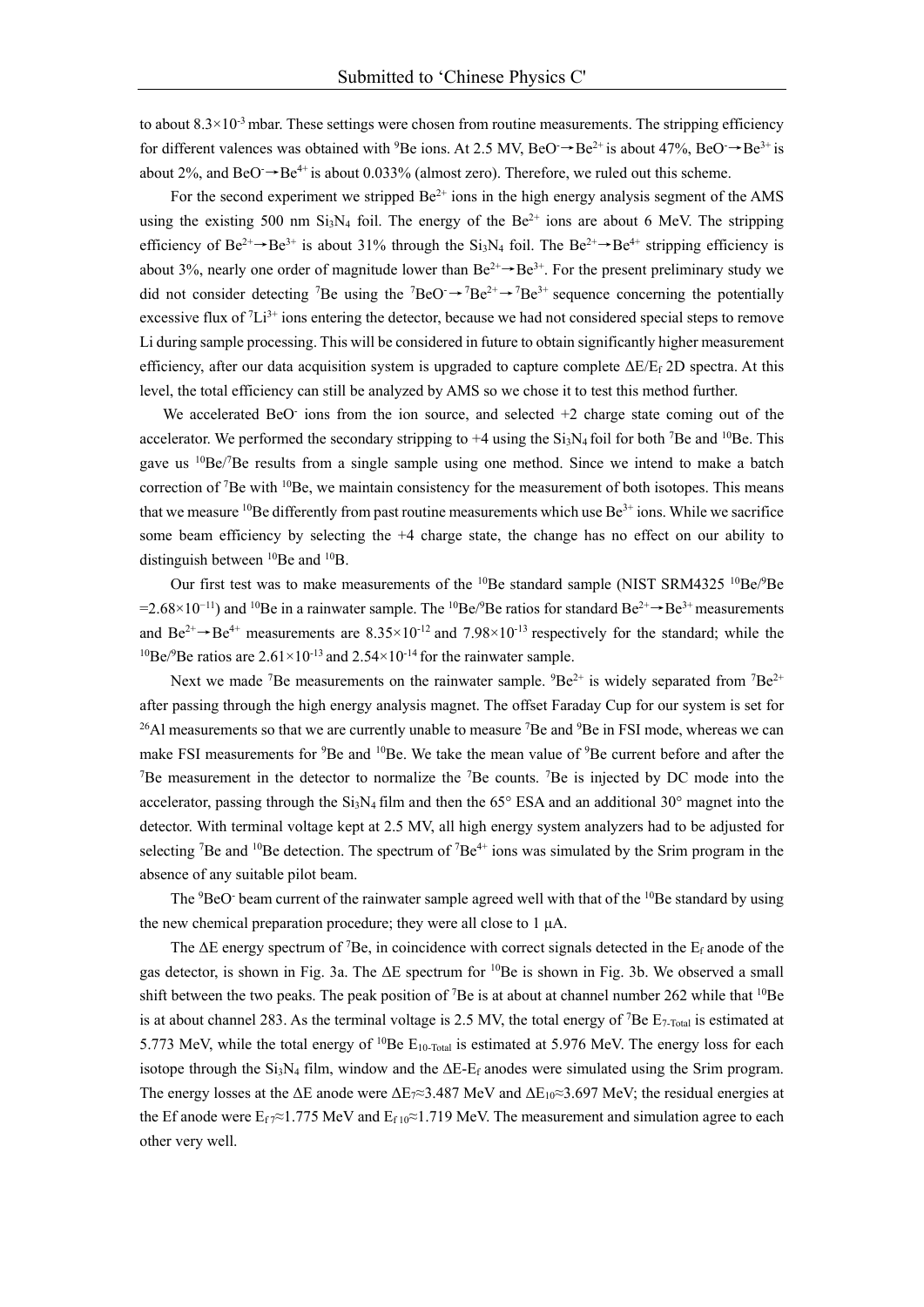to about $8.3\times10^{-3}$ mbar. These settings were chosen from routine measurements. The stripping efficiency for different valences was obtained with $^{9}Be$ ions. At 2.5 MV, $BeO^{-}\rightarrow Be^{2+}$ is about 47%, $BeO^{-}\rightarrow Be^{3+}$ is about 2%, and $BeO^{-}\rightarrow Be^{4+}$ is about 0.033% (almost zero). Therefore, we ruled out this scheme.

For the second experiment we stripped $Be^{2+}$ ions in the high energy analysis segment of the AMS using the existing 500 nm $Si_3N_4$ foil. The energy of the $Be^{2+}$ ions are about 6 MeV. The stripping efficiency of $Be^{2+}\rightarrow Be^{3+}$ is about 31% through the $Si_3N_4$ foil. The $Be^{2+}\rightarrow Be^{4+}$ stripping efficiency is about 3%, nearly one order of magnitude lower than $Be^{2+}\rightarrow Be^{3+}$. For the present preliminary study we did not consider detecting $^{7}Be$ using the $^{7}BeO^{-}\rightarrow {}^{7}Be^{2+}\rightarrow {}^{7}Be^{3+}$ sequence concerning the potentially excessive flux of $^{7}Li^{3+}$ ions entering the detector, because we had not considered special steps to remove Li during sample processing. This will be considered in future to obtain significantly higher measurement efficiency, after our data acquisition system is upgraded to capture complete $\Delta E/E_f$ 2D spectra. At this level, the total efficiency can still be analyzed by AMS so we chose it to test this method further.

We accelerated $BeO^{-}$ ions from the ion source, and selected +2 charge state coming out of the accelerator. We performed the secondary stripping to +4 using the $Si_3N_4$ foil for both $^{7}Be$ and $^{10}Be$. This gave us $^{10}Be/^{7}Be$ results from a single sample using one method. Since we intend to make a batch correction of $^{7}Be$ with $^{10}Be$, we maintain consistency for the measurement of both isotopes. This means that we measure $^{10}Be$ differently from past routine measurements which use $Be^{3+}$ ions. While we sacrifice some beam efficiency by selecting the +4 charge state, the change has no effect on our ability to distinguish between $^{10}Be$ and $^{10}B$.

Our first test was to make measurements of the $^{10}Be$ standard sample (NIST SRM4325 $^{10}Be/^{9}Be$ $=2.68\times10^{-11}$) and $^{10}Be$ in a rainwater sample. The $^{10}Be/^{9}Be$ ratios for standard $Be^{2+}\rightarrow Be^{3+}$ measurements and $Be^{2+}\rightarrow Be^{4+}$ measurements are $8.35\times10^{-12}$ and $7.98\times10^{-13}$ respectively for the standard; while the $^{10}Be/^{9}Be$ ratios are $2.61\times10^{-13}$ and $2.54\times10^{-14}$ for the rainwater sample.

Next we made $^{7}Be$ measurements on the rainwater sample. $^{9}Be^{2+}$ is widely separated from $^{7}Be^{2+}$ after passing through the high energy analysis magnet. The offset Faraday Cup for our system is set for $^{26}Al$ measurements so that we are currently unable to measure $^{7}Be$ and $^{9}Be$ in FSI mode, whereas we can make FSI measurements for $^{9}Be$ and $^{10}Be$. We take the mean value of $^{9}Be$ current before and after the $^{7}Be$ measurement in the detector to normalize the $^{7}Be$ counts. $^{7}Be$ is injected by DC mode into the accelerator, passing through the $Si_3N_4$ film and then the 65° ESA and an additional 30° magnet into the detector. With terminal voltage kept at 2.5 MV, all high energy system analyzers had to be adjusted for selecting $^{7}Be$ and $^{10}Be$ detection. The spectrum of $^{7}Be^{4+}$ ions was simulated by the Srim program in the absence of any suitable pilot beam.

The $^{9}BeO^{-}$ beam current of the rainwater sample agreed well with that of the $^{10}Be$ standard by using the new chemical preparation procedure; they were all close to 1 μA.

The $\Delta E$ energy spectrum of $^{7}Be$, in coincidence with correct signals detected in the $E_f$ anode of the gas detector, is shown in Fig. 3a. The $\Delta E$ spectrum for $^{10}Be$ is shown in Fig. 3b. We observed a small shift between the two peaks. The peak position of $^{7}Be$ is at about at channel number 262 while that $^{10}Be$ is at about channel 283. As the terminal voltage is 2.5 MV, the total energy of $^{7}Be$ $E_{7\text{-Total}}$ is estimated at 5.773 MeV, while the total energy of $^{10}Be$ $E_{10\text{-Total}}$ is estimated at 5.976 MeV. The energy loss for each isotope through the $Si_3N_4$ film, window and the $\Delta E$-$E_f$ anodes were simulated using the Srim program. The energy losses at the $\Delta E$ anode were $\Delta E_7\approx3.487$ MeV and $\Delta E_{10}\approx3.697$ MeV; the residual energies at the Ef anode were $E_{f\,7}\approx1.775$ MeV and $E_{f\,10}\approx1.719$ MeV. The measurement and simulation agree to each other very well.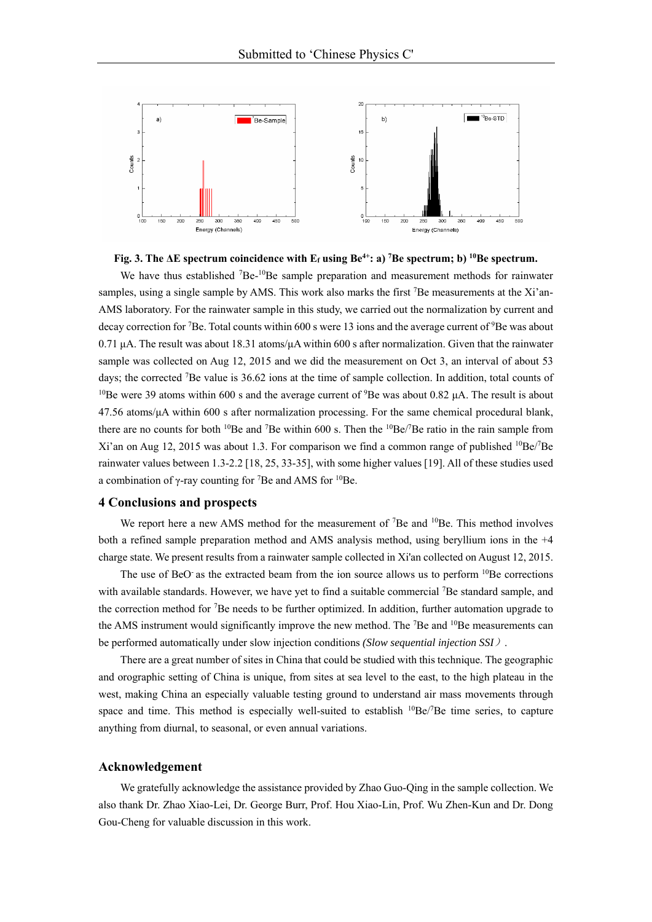**Fig. 3. The ΔE spectrum coincidence with $E_f$ using $Be^{4+}$: a) $^{7}Be$ spectrum; b) $^{10}Be$ spectrum.**

We have thus established $^{7}$Be-$^{10}$Be sample preparation and measurement methods for rainwater samples, using a single sample by AMS. This work also marks the first $^{7}$Be measurements at the Xi'an-AMS laboratory. For the rainwater sample in this study, we carried out the normalization by current and decay correction for $^{7}$Be. Total counts within 600 s were 13 ions and the average current of $^{9}$Be was about 0.71 μA. The result was about 18.31 atoms/μA within 600 s after normalization. Given that the rainwater sample was collected on Aug 12, 2015 and we did the measurement on Oct 3, an interval of about 53 days; the corrected $^{7}$Be value is 36.62 ions at the time of sample collection. In addition, total counts of $^{10}$Be were 39 atoms within 600 s and the average current of $^{9}$Be was about 0.82 μA. The result is about 47.56 atoms/μA within 600 s after normalization processing. For the same chemical procedural blank, there are no counts for both $^{10}$Be and $^{7}$Be within 600 s. Then the $^{10}$Be/$^{7}$Be ratio in the rain sample from Xi'an on Aug 12, 2015 was about 1.3. For comparison we find a common range of published $^{10}$Be/$^{7}$Be rainwater values between 1.3-2.2 [18, 25, 33-35], with some higher values [19]. All of these studies used a combination of γ-ray counting for $^{7}$Be and AMS for $^{10}$Be.

## 4 Conclusions and prospects

We report here a new AMS method for the measurement of $^{7}$Be and $^{10}$Be. This method involves both a refined sample preparation method and AMS analysis method, using beryllium ions in the +4 charge state. We present results from a rainwater sample collected in Xi'an collected on August 12, 2015.

The use of $BeO^{-}$ as the extracted beam from the ion source allows us to perform $^{10}$Be corrections with available standards. However, we have yet to find a suitable commercial $^{7}$Be standard sample, and the correction method for $^{7}$Be needs to be further optimized. In addition, further automation upgrade to the AMS instrument would significantly improve the new method. The $^{7}$Be and $^{10}$Be measurements can be performed automatically under slow injection conditions *(Slow sequential injection SSI）*.

There are a great number of sites in China that could be studied with this technique. The geographic and orographic setting of China is unique, from sites at sea level to the east, to the high plateau in the west, making China an especially valuable testing ground to understand air mass movements through space and time. This method is especially well-suited to establish $^{10}$Be/$^{7}$Be time series, to capture anything from diurnal, to seasonal, or even annual variations.

## Acknowledgement

We gratefully acknowledge the assistance provided by Zhao Guo-Qing in the sample collection. We also thank Dr. Zhao Xiao-Lei, Dr. George Burr, Prof. Hou Xiao-Lin, Prof. Wu Zhen-Kun and Dr. Dong Gou-Cheng for valuable discussion in this work.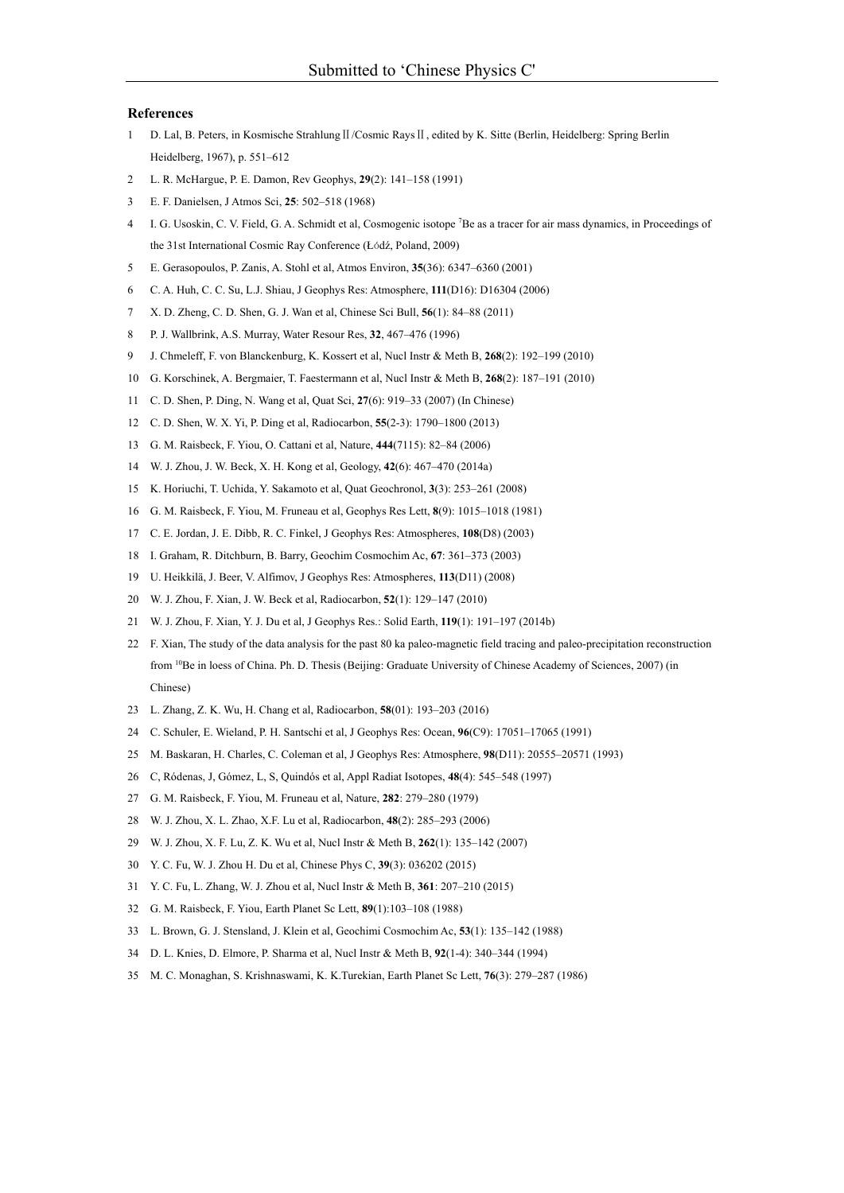## References

1. D. Lal, B. Peters, in Kosmische Strahlung Ⅱ/Cosmic Rays Ⅱ, edited by K. Sitte (Berlin, Heidelberg: Spring Berlin Heidelberg, 1967), p. 551–612
2. L. R. McHargue, P. E. Damon, Rev Geophys, **29**(2): 141–158 (1991)
3. E. F. Danielsen, J Atmos Sci, **25**: 502–518 (1968)
4. I. G. Usoskin, C. V. Field, G. A. Schmidt et al, Cosmogenic isotope $^{7}$Be as a tracer for air mass dynamics, in Proceedings of the 31st International Cosmic Ray Conference (Łódź, Poland, 2009)
5. E. Gerasopoulos, P. Zanis, A. Stohl et al, Atmos Environ, **35**(36): 6347–6360 (2001)
6. C. A. Huh, C. C. Su, L.J. Shiau, J Geophys Res: Atmosphere, **111**(D16): D16304 (2006)
7. X. D. Zheng, C. D. Shen, G. J. Wan et al, Chinese Sci Bull, **56**(1): 84–88 (2011)
8. P. J. Wallbrink, A.S. Murray, Water Resour Res, **32**, 467–476 (1996)
9. J. Chmeleff, F. von Blanckenburg, K. Kossert et al, Nucl Instr & Meth B, **268**(2): 192–199 (2010)
10. G. Korschinek, A. Bergmaier, T. Faestermann et al, Nucl Instr & Meth B, **268**(2): 187–191 (2010)
11. C. D. Shen, P. Ding, N. Wang et al, Quat Sci, **27**(6): 919–33 (2007) (In Chinese)
12. C. D. Shen, W. X. Yi, P. Ding et al, Radiocarbon, **55**(2-3): 1790–1800 (2013)
13. G. M. Raisbeck, F. Yiou, O. Cattani et al, Nature, **444**(7115): 82–84 (2006)
14. W. J. Zhou, J. W. Beck, X. H. Kong et al, Geology, **42**(6): 467–470 (2014a)
15. K. Horiuchi, T. Uchida, Y. Sakamoto et al, Quat Geochronol, **3**(3): 253–261 (2008)
16. G. M. Raisbeck, F. Yiou, M. Fruneau et al, Geophys Res Lett, **8**(9): 1015–1018 (1981)
17. C. E. Jordan, J. E. Dibb, R. C. Finkel, J Geophys Res: Atmospheres, **108**(D8) (2003)
18. I. Graham, R. Ditchburn, B. Barry, Geochim Cosmochim Ac, **67**: 361–373 (2003)
19. U. Heikkilä, J. Beer, V. Alfimov, J Geophys Res: Atmospheres, **113**(D11) (2008)
20. W. J. Zhou, F. Xian, J. W. Beck et al, Radiocarbon, **52**(1): 129–147 (2010)
21. W. J. Zhou, F. Xian, Y. J. Du et al, J Geophys Res.: Solid Earth, **119**(1): 191–197 (2014b)
22. F. Xian, The study of the data analysis for the past 80 ka paleo-magnetic field tracing and paleo-precipitation reconstruction from $^{10}$Be in loess of China. Ph. D. Thesis (Beijing: Graduate University of Chinese Academy of Sciences, 2007) (in Chinese)
23. L. Zhang, Z. K. Wu, H. Chang et al, Radiocarbon, **58**(01): 193–203 (2016)
24. C. Schuler, E. Wieland, P. H. Santschi et al, J Geophys Res: Ocean, **96**(C9): 17051–17065 (1991)
25. M. Baskaran, H. Charles, C. Coleman et al, J Geophys Res: Atmosphere, **98**(D11): 20555–20571 (1993)
26. C, Ródenas, J, Gómez, L, S, Quindós et al, Appl Radiat Isotopes, **48**(4): 545–548 (1997)
27. G. M. Raisbeck, F. Yiou, M. Fruneau et al, Nature, **282**: 279–280 (1979)
28. W. J. Zhou, X. L. Zhao, X.F. Lu et al, Radiocarbon, **48**(2): 285–293 (2006)
29. W. J. Zhou, X. F. Lu, Z. K. Wu et al, Nucl Instr & Meth B, **262**(1): 135–142 (2007)
30. Y. C. Fu, W. J. Zhou H. Du et al, Chinese Phys C, **39**(3): 036202 (2015)
31. Y. C. Fu, L. Zhang, W. J. Zhou et al, Nucl Instr & Meth B, **361**: 207–210 (2015)
32. G. M. Raisbeck, F. Yiou, Earth Planet Sc Lett, **89**(1):103–108 (1988)
33. L. Brown, G. J. Stensland, J. Klein et al, Geochimi Cosmochim Ac, **53**(1): 135–142 (1988)
34. D. L. Knies, D. Elmore, P. Sharma et al, Nucl Instr & Meth B, **92**(1-4): 340–344 (1994)
35. M. C. Monaghan, S. Krishnaswami, K. K.Turekian, Earth Planet Sc Lett, **76**(3): 279–287 (1986)